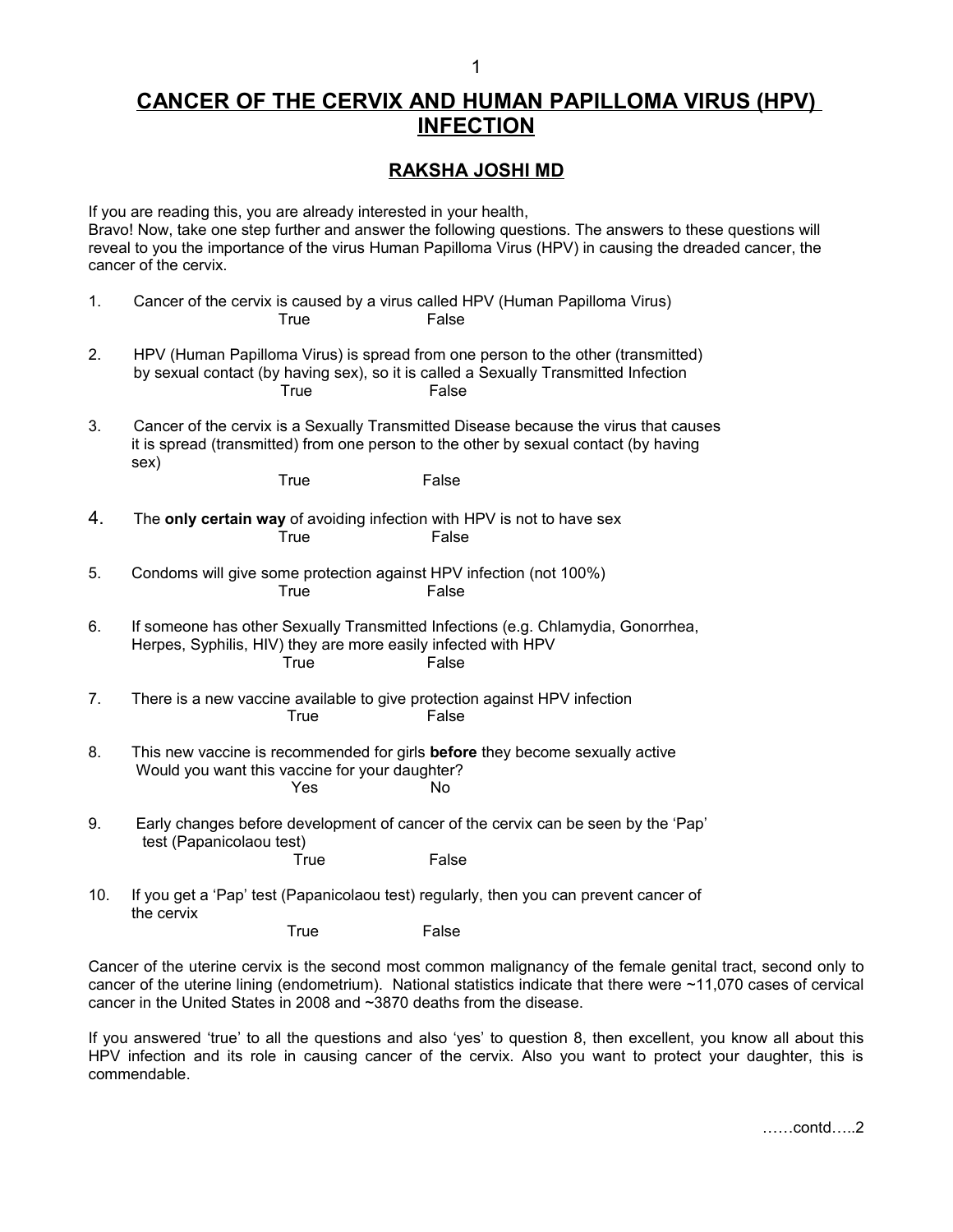# CANCER OF THE CERVIX AND HUMAN PAPILLOMA VIRUS (HPV) INFECTION

## RAKSHA JOSHI MD

If you are reading this, you are already interested in your health,
Bravo! Now, take one step further and answer the following questions. The answers to these questions will reveal to you the importance of the virus Human Papilloma Virus (HPV) in causing the dreaded cancer, the cancer of the cervix.

1. Cancer of the cervix is caused by a virus called HPV (Human Papilloma Virus)
   True False

2. HPV (Human Papilloma Virus) is spread from one person to the other (transmitted) by sexual contact (by having sex), so it is called a Sexually Transmitted Infection
   True False

3. Cancer of the cervix is a Sexually Transmitted Disease because the virus that causes it is spread (transmitted) from one person to the other by sexual contact (by having sex)
   True False

4. The **only certain way** of avoiding infection with HPV is not to have sex
   True False

5. Condoms will give some protection against HPV infection (not 100%)
   True False

6. If someone has other Sexually Transmitted Infections (e.g. Chlamydia, Gonorrhea, Herpes, Syphilis, HIV) they are more easily infected with HPV
   True False

7. There is a new vaccine available to give protection against HPV infection
   True False

8. This new vaccine is recommended for girls **before** they become sexually active
   Would you want this vaccine for your daughter?
   Yes No

9. Early changes before development of cancer of the cervix can be seen by the 'Pap' test (Papanicolaou test)
   True False

10. If you get a 'Pap' test (Papanicolaou test) regularly, then you can prevent cancer of the cervix
    True False

Cancer of the uterine cervix is the second most common malignancy of the female genital tract, second only to cancer of the uterine lining (endometrium). National statistics indicate that there were ~11,070 cases of cervical cancer in the United States in 2008 and ~3870 deaths from the disease.

If you answered 'true' to all the questions and also 'yes' to question 8, then excellent, you know all about this HPV infection and its role in causing cancer of the cervix. Also you want to protect your daughter, this is commendable.

……contd…..2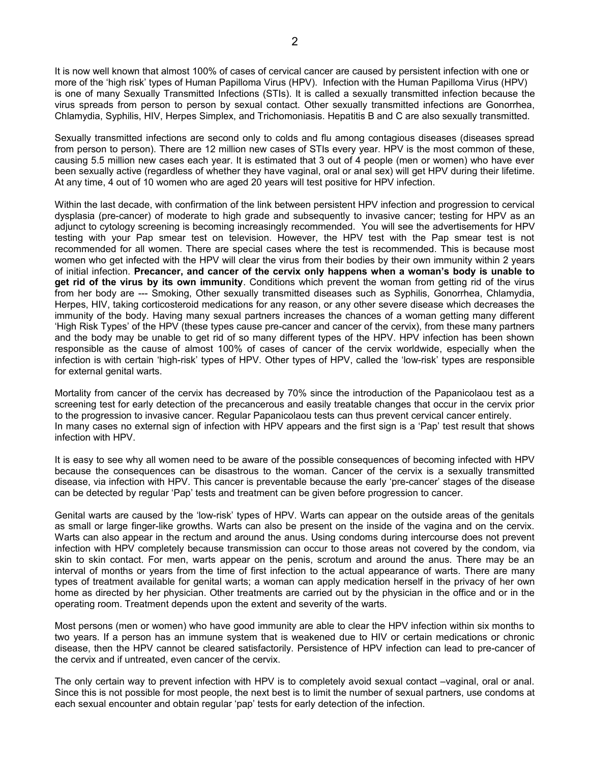It is now well known that almost 100% of cases of cervical cancer are caused by persistent infection with one or more of the 'high risk' types of Human Papilloma Virus (HPV). Infection with the Human Papilloma Virus (HPV) is one of many Sexually Transmitted Infections (STIs). It is called a sexually transmitted infection because the virus spreads from person to person by sexual contact. Other sexually transmitted infections are Gonorrhea, Chlamydia, Syphilis, HIV, Herpes Simplex, and Trichomoniasis. Hepatitis B and C are also sexually transmitted.

Sexually transmitted infections are second only to colds and flu among contagious diseases (diseases spread from person to person). There are 12 million new cases of STIs every year. HPV is the most common of these, causing 5.5 million new cases each year. It is estimated that 3 out of 4 people (men or women) who have ever been sexually active (regardless of whether they have vaginal, oral or anal sex) will get HPV during their lifetime. At any time, 4 out of 10 women who are aged 20 years will test positive for HPV infection.

Within the last decade, with confirmation of the link between persistent HPV infection and progression to cervical dysplasia (pre-cancer) of moderate to high grade and subsequently to invasive cancer; testing for HPV as an adjunct to cytology screening is becoming increasingly recommended. You will see the advertisements for HPV testing with your Pap smear test on television. However, the HPV test with the Pap smear test is not recommended for all women. There are special cases where the test is recommended. This is because most women who get infected with the HPV will clear the virus from their bodies by their own immunity within 2 years of initial infection. **Precancer, and cancer of the cervix only happens when a woman's body is unable to get rid of the virus by its own immunity**. Conditions which prevent the woman from getting rid of the virus from her body are --- Smoking, Other sexually transmitted diseases such as Syphilis, Gonorrhea, Chlamydia, Herpes, HIV, taking corticosteroid medications for any reason, or any other severe disease which decreases the immunity of the body. Having many sexual partners increases the chances of a woman getting many different 'High Risk Types' of the HPV (these types cause pre-cancer and cancer of the cervix), from these many partners and the body may be unable to get rid of so many different types of the HPV. HPV infection has been shown responsible as the cause of almost 100% of cases of cancer of the cervix worldwide, especially when the infection is with certain 'high-risk' types of HPV. Other types of HPV, called the 'low-risk' types are responsible for external genital warts.

Mortality from cancer of the cervix has decreased by 70% since the introduction of the Papanicolaou test as a screening test for early detection of the precancerous and easily treatable changes that occur in the cervix prior to the progression to invasive cancer. Regular Papanicolaou tests can thus prevent cervical cancer entirely.
In many cases no external sign of infection with HPV appears and the first sign is a 'Pap' test result that shows infection with HPV.

It is easy to see why all women need to be aware of the possible consequences of becoming infected with HPV because the consequences can be disastrous to the woman. Cancer of the cervix is a sexually transmitted disease, via infection with HPV. This cancer is preventable because the early 'pre-cancer' stages of the disease can be detected by regular 'Pap' tests and treatment can be given before progression to cancer.

Genital warts are caused by the 'low-risk' types of HPV. Warts can appear on the outside areas of the genitals as small or large finger-like growths. Warts can also be present on the inside of the vagina and on the cervix. Warts can also appear in the rectum and around the anus. Using condoms during intercourse does not prevent infection with HPV completely because transmission can occur to those areas not covered by the condom, via skin to skin contact. For men, warts appear on the penis, scrotum and around the anus. There may be an interval of months or years from the time of first infection to the actual appearance of warts. There are many types of treatment available for genital warts; a woman can apply medication herself in the privacy of her own home as directed by her physician. Other treatments are carried out by the physician in the office and or in the operating room. Treatment depends upon the extent and severity of the warts.

Most persons (men or women) who have good immunity are able to clear the HPV infection within six months to two years. If a person has an immune system that is weakened due to HIV or certain medications or chronic disease, then the HPV cannot be cleared satisfactorily. Persistence of HPV infection can lead to pre-cancer of the cervix and if untreated, even cancer of the cervix.

The only certain way to prevent infection with HPV is to completely avoid sexual contact –vaginal, oral or anal. Since this is not possible for most people, the next best is to limit the number of sexual partners, use condoms at each sexual encounter and obtain regular 'pap' tests for early detection of the infection.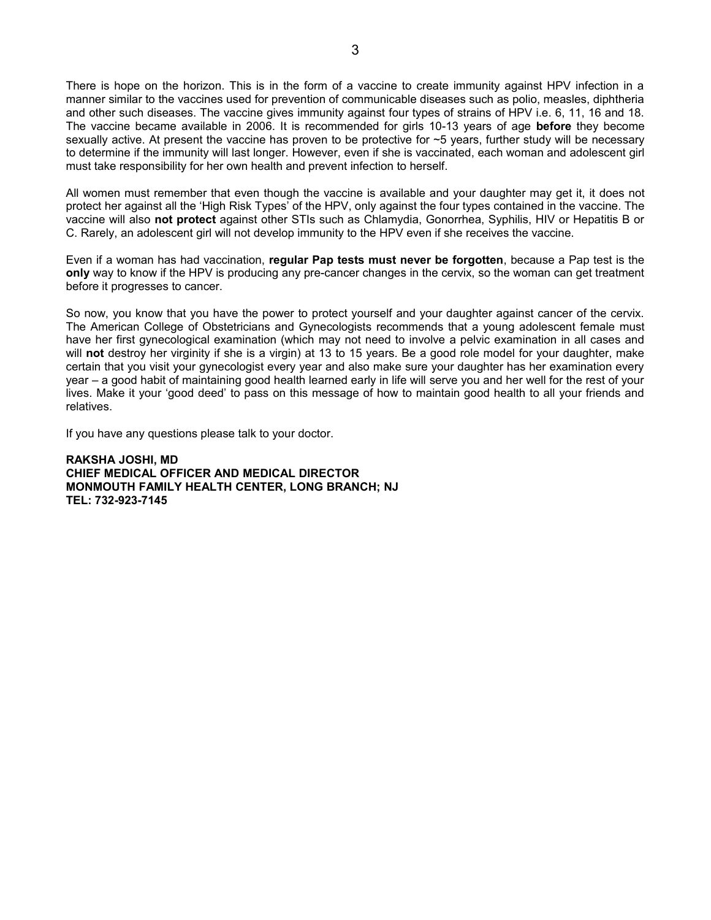There is hope on the horizon. This is in the form of a vaccine to create immunity against HPV infection in a manner similar to the vaccines used for prevention of communicable diseases such as polio, measles, diphtheria and other such diseases. The vaccine gives immunity against four types of strains of HPV i.e. 6, 11, 16 and 18. The vaccine became available in 2006. It is recommended for girls 10-13 years of age **before** they become sexually active. At present the vaccine has proven to be protective for ~5 years, further study will be necessary to determine if the immunity will last longer. However, even if she is vaccinated, each woman and adolescent girl must take responsibility for her own health and prevent infection to herself.

All women must remember that even though the vaccine is available and your daughter may get it, it does not protect her against all the 'High Risk Types' of the HPV, only against the four types contained in the vaccine. The vaccine will also **not protect** against other STIs such as Chlamydia, Gonorrhea, Syphilis, HIV or Hepatitis B or C. Rarely, an adolescent girl will not develop immunity to the HPV even if she receives the vaccine.

Even if a woman has had vaccination, **regular Pap tests must never be forgotten**, because a Pap test is the **only** way to know if the HPV is producing any pre-cancer changes in the cervix, so the woman can get treatment before it progresses to cancer.

So now, you know that you have the power to protect yourself and your daughter against cancer of the cervix. The American College of Obstetricians and Gynecologists recommends that a young adolescent female must have her first gynecological examination (which may not need to involve a pelvic examination in all cases and will **not** destroy her virginity if she is a virgin) at 13 to 15 years. Be a good role model for your daughter, make certain that you visit your gynecologist every year and also make sure your daughter has her examination every year – a good habit of maintaining good health learned early in life will serve you and her well for the rest of your lives. Make it your 'good deed' to pass on this message of how to maintain good health to all your friends and relatives.

If you have any questions please talk to your doctor.

**RAKSHA JOSHI, MD**
**CHIEF MEDICAL OFFICER AND MEDICAL DIRECTOR**
**MONMOUTH FAMILY HEALTH CENTER, LONG BRANCH; NJ**
**TEL: 732-923-7145**